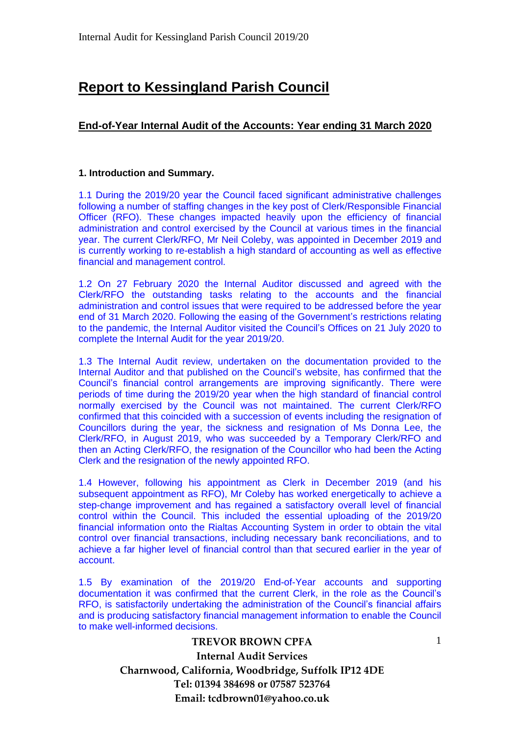# Report to Kessingland Parish Council

## End-of-Year Internal Audit of the Accounts: Year ending 31 March 2020

### 1. Introduction and Summary.

1.1 During the 2019/20 year the Council faced significant administrative challenges following a number of staffing changes in the key post of Clerk/Responsible Financial Officer (RFO). These changes impacted heavily upon the efficiency of financial administration and control exercised by the Council at various times in the financial year. The current Clerk/RFO, Mr Neil Coleby, was appointed in December 2019 and is currently working to re-establish a high standard of accounting as well as effective financial and management control.

1.2 On 27 February 2020 the Internal Auditor discussed and agreed with the Clerk/RFO the outstanding tasks relating to the accounts and the financial administration and control issues that were required to be addressed before the year end of 31 March 2020. Following the easing of the Government's restrictions relating to the pandemic, the Internal Auditor visited the Council's Offices on 21 July 2020 to complete the Internal Audit for the year 2019/20.

1.3 The Internal Audit review, undertaken on the documentation provided to the Internal Auditor and that published on the Council's website, has confirmed that the Council's financial control arrangements are improving significantly. There were periods of time during the 2019/20 year when the high standard of financial control normally exercised by the Council was not maintained. The current Clerk/RFO confirmed that this coincided with a succession of events including the resignation of Councillors during the year, the sickness and resignation of Ms Donna Lee, the Clerk/RFO, in August 2019, who was succeeded by a Temporary Clerk/RFO and then an Acting Clerk/RFO, the resignation of the Councillor who had been the Acting Clerk and the resignation of the newly appointed RFO.

1.4 However, following his appointment as Clerk in December 2019 (and his subsequent appointment as RFO), Mr Coleby has worked energetically to achieve a step-change improvement and has regained a satisfactory overall level of financial control within the Council. This included the essential uploading of the 2019/20 financial information onto the Rialtas Accounting System in order to obtain the vital control over financial transactions, including necessary bank reconciliations, and to achieve a far higher level of financial control than that secured earlier in the year of account.

1.5 By examination of the 2019/20 End-of-Year accounts and supporting documentation it was confirmed that the current Clerk, in the role as the Council's RFO, is satisfactorily undertaking the administration of the Council's financial affairs and is producing satisfactory financial management information to enable the Council to make well-informed decisions.

**TREVOR BROWN CPFA**
**Internal Audit Services**
**Charnwood, California, Woodbridge, Suffolk IP12 4DE**
**Tel: 01394 384698 or 07587 523764**
**Email: tcdbrown01@yahoo.co.uk**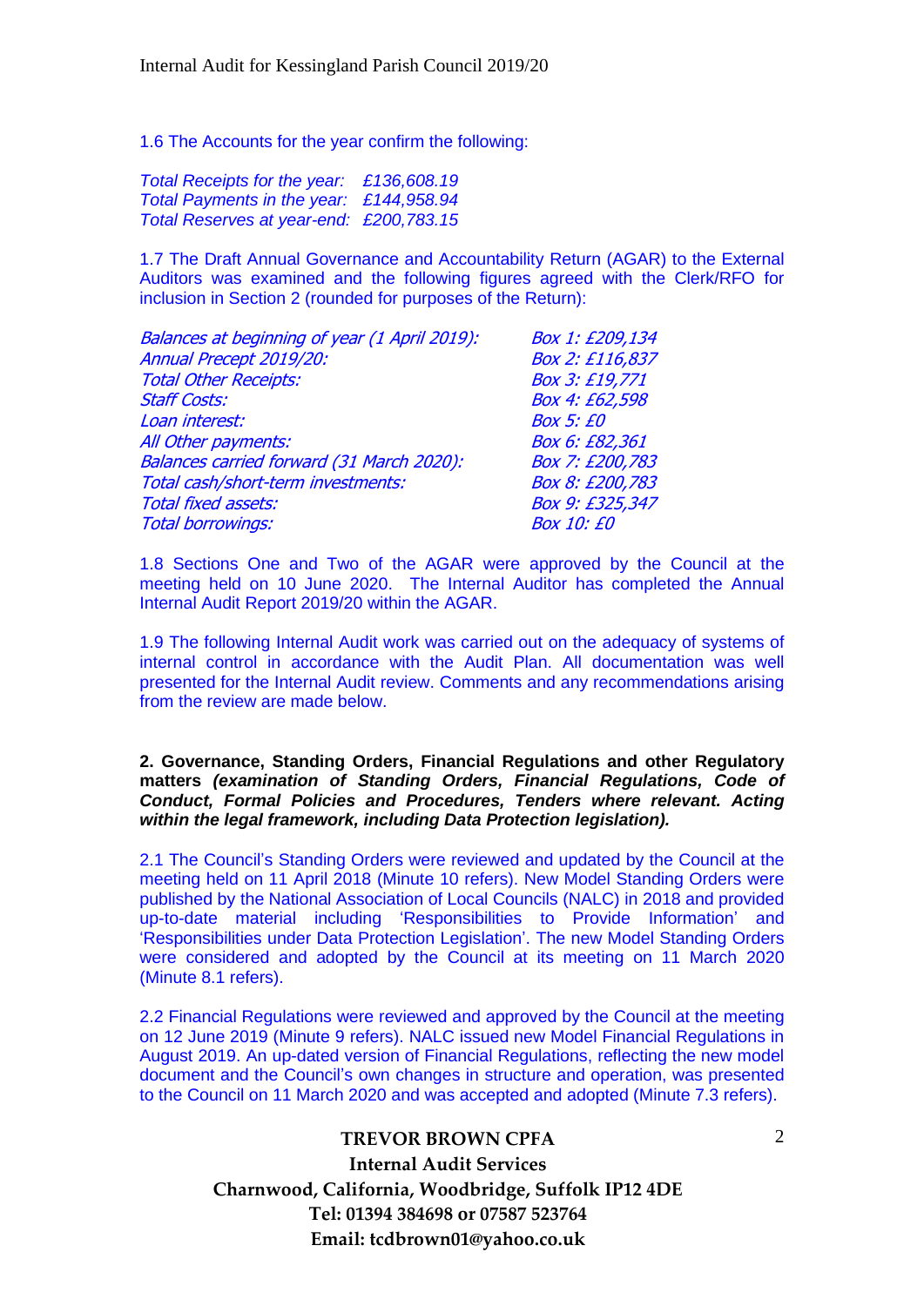1.6 The Accounts for the year confirm the following:

*Total Receipts for the year: £136,608.19*
*Total Payments in the year: £144,958.94*
*Total Reserves at year-end: £200,783.15*

1.7 The Draft Annual Governance and Accountability Return (AGAR) to the External Auditors was examined and the following figures agreed with the Clerk/RFO for inclusion in Section 2 (rounded for purposes of the Return):

| | |
|---|---|
| *Balances at beginning of year (1 April 2019):* | *Box 1: £209,134* |
| *Annual Precept 2019/20:* | *Box 2: £116,837* |
| *Total Other Receipts:* | *Box 3: £19,771* |
| *Staff Costs:* | *Box 4: £62,598* |
| *Loan interest:* | *Box 5: £0* |
| *All Other payments:* | *Box 6: £82,361* |
| *Balances carried forward (31 March 2020):* | *Box 7: £200,783* |
| *Total cash/short-term investments:* | *Box 8: £200,783* |
| *Total fixed assets:* | *Box 9: £325,347* |
| *Total borrowings:* | *Box 10: £0* |

1.8 Sections One and Two of the AGAR were approved by the Council at the meeting held on 10 June 2020. The Internal Auditor has completed the Annual Internal Audit Report 2019/20 within the AGAR.

1.9 The following Internal Audit work was carried out on the adequacy of systems of internal control in accordance with the Audit Plan. All documentation was well presented for the Internal Audit review. Comments and any recommendations arising from the review are made below.

**2. Governance, Standing Orders, Financial Regulations and other Regulatory matters *(examination of Standing Orders, Financial Regulations, Code of Conduct, Formal Policies and Procedures, Tenders where relevant. Acting within the legal framework, including Data Protection legislation).***

2.1 The Council's Standing Orders were reviewed and updated by the Council at the meeting held on 11 April 2018 (Minute 10 refers). New Model Standing Orders were published by the National Association of Local Councils (NALC) in 2018 and provided up-to-date material including 'Responsibilities to Provide Information' and 'Responsibilities under Data Protection Legislation'. The new Model Standing Orders were considered and adopted by the Council at its meeting on 11 March 2020 (Minute 8.1 refers).

2.2 Financial Regulations were reviewed and approved by the Council at the meeting on 12 June 2019 (Minute 9 refers). NALC issued new Model Financial Regulations in August 2019. An up-dated version of Financial Regulations, reflecting the new model document and the Council's own changes in structure and operation, was presented to the Council on 11 March 2020 and was accepted and adopted (Minute 7.3 refers).

**TREVOR BROWN CPFA**
**Internal Audit Services**
**Charnwood, California, Woodbridge, Suffolk IP12 4DE**
**Tel: 01394 384698 or 07587 523764**
**Email: tcdbrown01@yahoo.co.uk**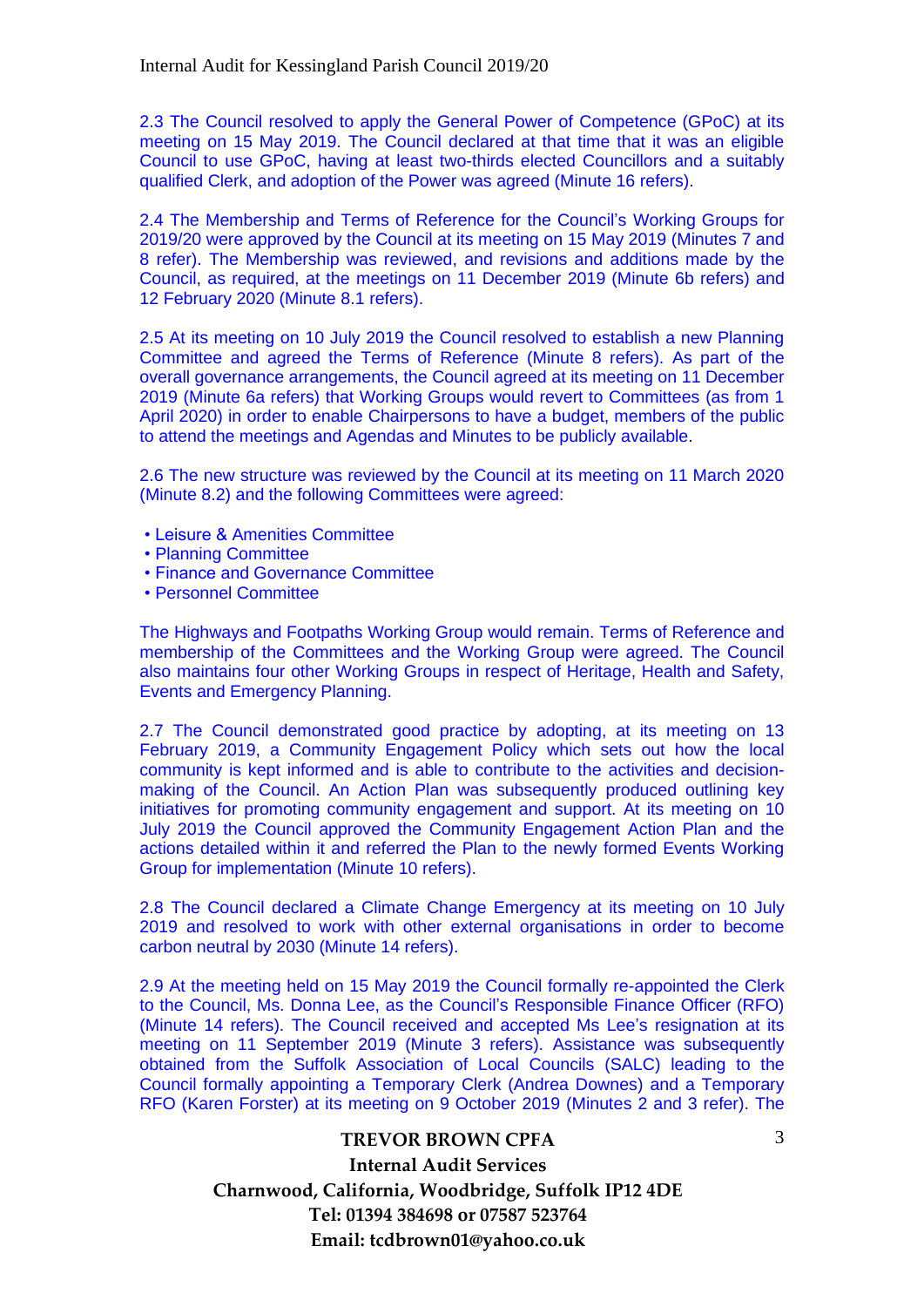2.3 The Council resolved to apply the General Power of Competence (GPoC) at its meeting on 15 May 2019. The Council declared at that time that it was an eligible Council to use GPoC, having at least two-thirds elected Councillors and a suitably qualified Clerk, and adoption of the Power was agreed (Minute 16 refers).

2.4 The Membership and Terms of Reference for the Council's Working Groups for 2019/20 were approved by the Council at its meeting on 15 May 2019 (Minutes 7 and 8 refer). The Membership was reviewed, and revisions and additions made by the Council, as required, at the meetings on 11 December 2019 (Minute 6b refers) and 12 February 2020 (Minute 8.1 refers).

2.5 At its meeting on 10 July 2019 the Council resolved to establish a new Planning Committee and agreed the Terms of Reference (Minute 8 refers). As part of the overall governance arrangements, the Council agreed at its meeting on 11 December 2019 (Minute 6a refers) that Working Groups would revert to Committees (as from 1 April 2020) in order to enable Chairpersons to have a budget, members of the public to attend the meetings and Agendas and Minutes to be publicly available.

2.6 The new structure was reviewed by the Council at its meeting on 11 March 2020 (Minute 8.2) and the following Committees were agreed:

- Leisure & Amenities Committee
- Planning Committee
- Finance and Governance Committee
- Personnel Committee

The Highways and Footpaths Working Group would remain. Terms of Reference and membership of the Committees and the Working Group were agreed. The Council also maintains four other Working Groups in respect of Heritage, Health and Safety, Events and Emergency Planning.

2.7 The Council demonstrated good practice by adopting, at its meeting on 13 February 2019, a Community Engagement Policy which sets out how the local community is kept informed and is able to contribute to the activities and decision-making of the Council. An Action Plan was subsequently produced outlining key initiatives for promoting community engagement and support. At its meeting on 10 July 2019 the Council approved the Community Engagement Action Plan and the actions detailed within it and referred the Plan to the newly formed Events Working Group for implementation (Minute 10 refers).

2.8 The Council declared a Climate Change Emergency at its meeting on 10 July 2019 and resolved to work with other external organisations in order to become carbon neutral by 2030 (Minute 14 refers).

2.9 At the meeting held on 15 May 2019 the Council formally re-appointed the Clerk to the Council, Ms. Donna Lee, as the Council's Responsible Finance Officer (RFO) (Minute 14 refers). The Council received and accepted Ms Lee's resignation at its meeting on 11 September 2019 (Minute 3 refers). Assistance was subsequently obtained from the Suffolk Association of Local Councils (SALC) leading to the Council formally appointing a Temporary Clerk (Andrea Downes) and a Temporary RFO (Karen Forster) at its meeting on 9 October 2019 (Minutes 2 and 3 refer). The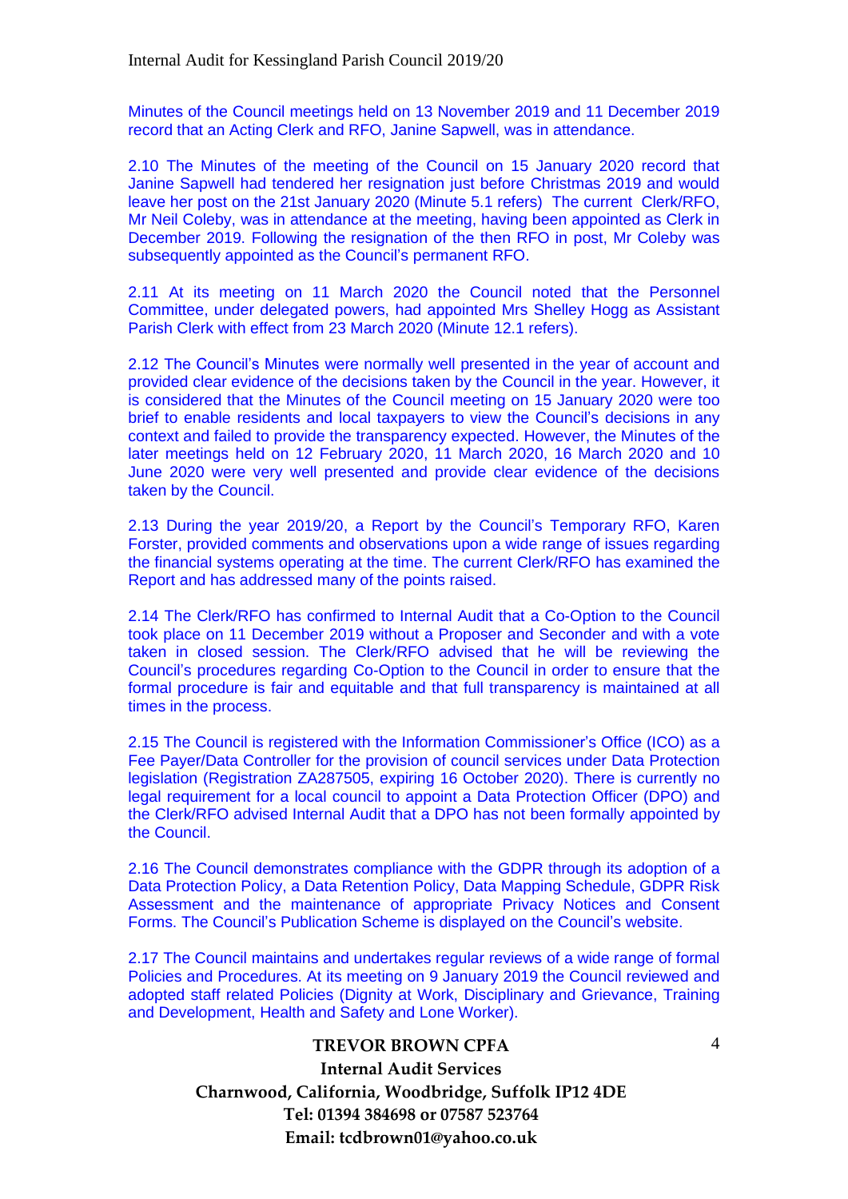Minutes of the Council meetings held on 13 November 2019 and 11 December 2019 record that an Acting Clerk and RFO, Janine Sapwell, was in attendance.

2.10 The Minutes of the meeting of the Council on 15 January 2020 record that Janine Sapwell had tendered her resignation just before Christmas 2019 and would leave her post on the 21st January 2020 (Minute 5.1 refers) The current Clerk/RFO, Mr Neil Coleby, was in attendance at the meeting, having been appointed as Clerk in December 2019. Following the resignation of the then RFO in post, Mr Coleby was subsequently appointed as the Council's permanent RFO.

2.11 At its meeting on 11 March 2020 the Council noted that the Personnel Committee, under delegated powers, had appointed Mrs Shelley Hogg as Assistant Parish Clerk with effect from 23 March 2020 (Minute 12.1 refers).

2.12 The Council's Minutes were normally well presented in the year of account and provided clear evidence of the decisions taken by the Council in the year. However, it is considered that the Minutes of the Council meeting on 15 January 2020 were too brief to enable residents and local taxpayers to view the Council's decisions in any context and failed to provide the transparency expected. However, the Minutes of the later meetings held on 12 February 2020, 11 March 2020, 16 March 2020 and 10 June 2020 were very well presented and provide clear evidence of the decisions taken by the Council.

2.13 During the year 2019/20, a Report by the Council's Temporary RFO, Karen Forster, provided comments and observations upon a wide range of issues regarding the financial systems operating at the time. The current Clerk/RFO has examined the Report and has addressed many of the points raised.

2.14 The Clerk/RFO has confirmed to Internal Audit that a Co-Option to the Council took place on 11 December 2019 without a Proposer and Seconder and with a vote taken in closed session. The Clerk/RFO advised that he will be reviewing the Council's procedures regarding Co-Option to the Council in order to ensure that the formal procedure is fair and equitable and that full transparency is maintained at all times in the process.

2.15 The Council is registered with the Information Commissioner's Office (ICO) as a Fee Payer/Data Controller for the provision of council services under Data Protection legislation (Registration ZA287505, expiring 16 October 2020). There is currently no legal requirement for a local council to appoint a Data Protection Officer (DPO) and the Clerk/RFO advised Internal Audit that a DPO has not been formally appointed by the Council.

2.16 The Council demonstrates compliance with the GDPR through its adoption of a Data Protection Policy, a Data Retention Policy, Data Mapping Schedule, GDPR Risk Assessment and the maintenance of appropriate Privacy Notices and Consent Forms. The Council's Publication Scheme is displayed on the Council's website.

2.17 The Council maintains and undertakes regular reviews of a wide range of formal Policies and Procedures. At its meeting on 9 January 2019 the Council reviewed and adopted staff related Policies (Dignity at Work, Disciplinary and Grievance, Training and Development, Health and Safety and Lone Worker).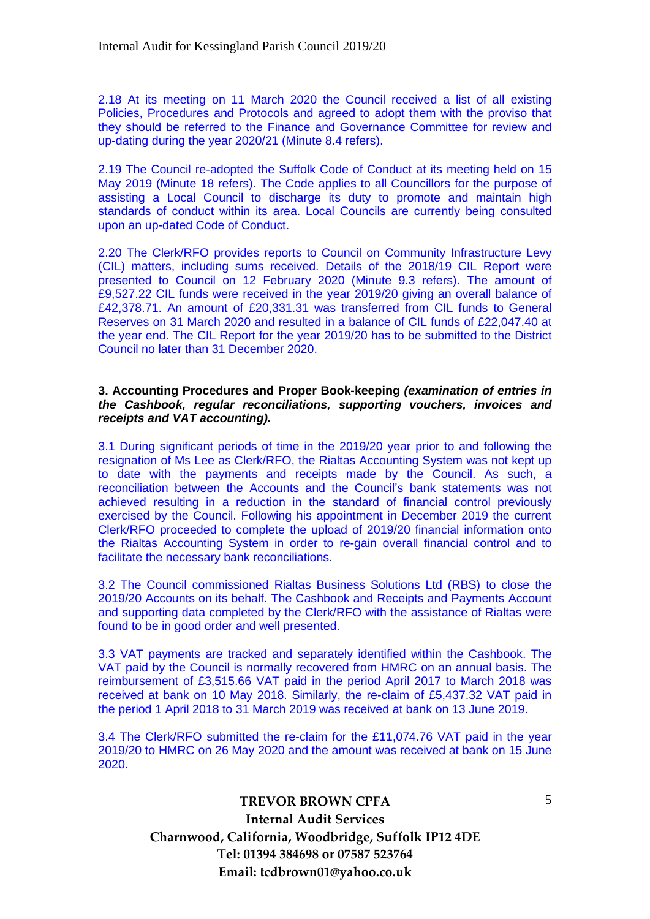2.18 At its meeting on 11 March 2020 the Council received a list of all existing Policies, Procedures and Protocols and agreed to adopt them with the proviso that they should be referred to the Finance and Governance Committee for review and up-dating during the year 2020/21 (Minute 8.4 refers).

2.19 The Council re-adopted the Suffolk Code of Conduct at its meeting held on 15 May 2019 (Minute 18 refers). The Code applies to all Councillors for the purpose of assisting a Local Council to discharge its duty to promote and maintain high standards of conduct within its area. Local Councils are currently being consulted upon an up-dated Code of Conduct.

2.20 The Clerk/RFO provides reports to Council on Community Infrastructure Levy (CIL) matters, including sums received. Details of the 2018/19 CIL Report were presented to Council on 12 February 2020 (Minute 9.3 refers). The amount of £9,527.22 CIL funds were received in the year 2019/20 giving an overall balance of £42,378.71. An amount of £20,331.31 was transferred from CIL funds to General Reserves on 31 March 2020 and resulted in a balance of CIL funds of £22,047.40 at the year end. The CIL Report for the year 2019/20 has to be submitted to the District Council no later than 31 December 2020.

**3. Accounting Procedures and Proper Book-keeping *(examination of entries in the Cashbook, regular reconciliations, supporting vouchers, invoices and receipts and VAT accounting).***

3.1 During significant periods of time in the 2019/20 year prior to and following the resignation of Ms Lee as Clerk/RFO, the Rialtas Accounting System was not kept up to date with the payments and receipts made by the Council. As such, a reconciliation between the Accounts and the Council's bank statements was not achieved resulting in a reduction in the standard of financial control previously exercised by the Council. Following his appointment in December 2019 the current Clerk/RFO proceeded to complete the upload of 2019/20 financial information onto the Rialtas Accounting System in order to re-gain overall financial control and to facilitate the necessary bank reconciliations.

3.2 The Council commissioned Rialtas Business Solutions Ltd (RBS) to close the 2019/20 Accounts on its behalf. The Cashbook and Receipts and Payments Account and supporting data completed by the Clerk/RFO with the assistance of Rialtas were found to be in good order and well presented.

3.3 VAT payments are tracked and separately identified within the Cashbook. The VAT paid by the Council is normally recovered from HMRC on an annual basis. The reimbursement of £3,515.66 VAT paid in the period April 2017 to March 2018 was received at bank on 10 May 2018. Similarly, the re-claim of £5,437.32 VAT paid in the period 1 April 2018 to 31 March 2019 was received at bank on 13 June 2019.

3.4 The Clerk/RFO submitted the re-claim for the £11,074.76 VAT paid in the year 2019/20 to HMRC on 26 May 2020 and the amount was received at bank on 15 June 2020.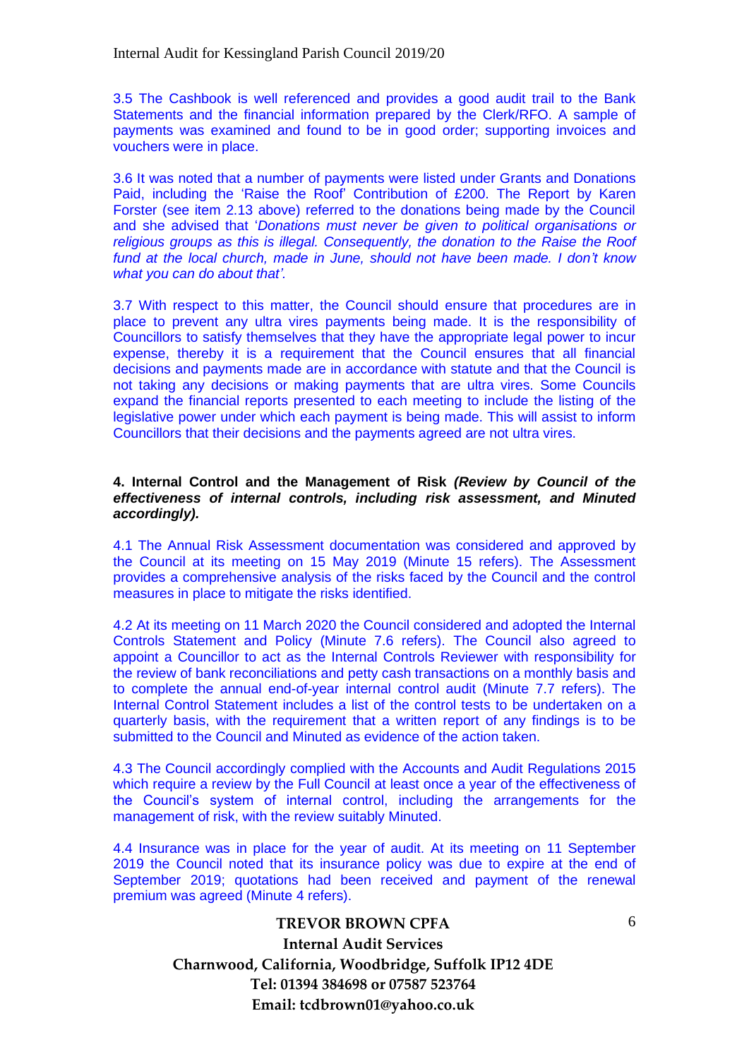3.5 The Cashbook is well referenced and provides a good audit trail to the Bank Statements and the financial information prepared by the Clerk/RFO. A sample of payments was examined and found to be in good order; supporting invoices and vouchers were in place.

3.6 It was noted that a number of payments were listed under Grants and Donations Paid, including the 'Raise the Roof' Contribution of £200. The Report by Karen Forster (see item 2.13 above) referred to the donations being made by the Council and she advised that '*Donations must never be given to political organisations or religious groups as this is illegal. Consequently, the donation to the Raise the Roof fund at the local church, made in June, should not have been made. I don't know what you can do about that'.*

3.7 With respect to this matter, the Council should ensure that procedures are in place to prevent any ultra vires payments being made. It is the responsibility of Councillors to satisfy themselves that they have the appropriate legal power to incur expense, thereby it is a requirement that the Council ensures that all financial decisions and payments made are in accordance with statute and that the Council is not taking any decisions or making payments that are ultra vires. Some Councils expand the financial reports presented to each meeting to include the listing of the legislative power under which each payment is being made. This will assist to inform Councillors that their decisions and the payments agreed are not ultra vires.

**4. Internal Control and the Management of Risk *(Review by Council of the effectiveness of internal controls, including risk assessment, and Minuted accordingly).***

4.1 The Annual Risk Assessment documentation was considered and approved by the Council at its meeting on 15 May 2019 (Minute 15 refers). The Assessment provides a comprehensive analysis of the risks faced by the Council and the control measures in place to mitigate the risks identified.

4.2 At its meeting on 11 March 2020 the Council considered and adopted the Internal Controls Statement and Policy (Minute 7.6 refers). The Council also agreed to appoint a Councillor to act as the Internal Controls Reviewer with responsibility for the review of bank reconciliations and petty cash transactions on a monthly basis and to complete the annual end-of-year internal control audit (Minute 7.7 refers). The Internal Control Statement includes a list of the control tests to be undertaken on a quarterly basis, with the requirement that a written report of any findings is to be submitted to the Council and Minuted as evidence of the action taken.

4.3 The Council accordingly complied with the Accounts and Audit Regulations 2015 which require a review by the Full Council at least once a year of the effectiveness of the Council's system of internal control, including the arrangements for the management of risk, with the review suitably Minuted.

4.4 Insurance was in place for the year of audit. At its meeting on 11 September 2019 the Council noted that its insurance policy was due to expire at the end of September 2019; quotations had been received and payment of the renewal premium was agreed (Minute 4 refers).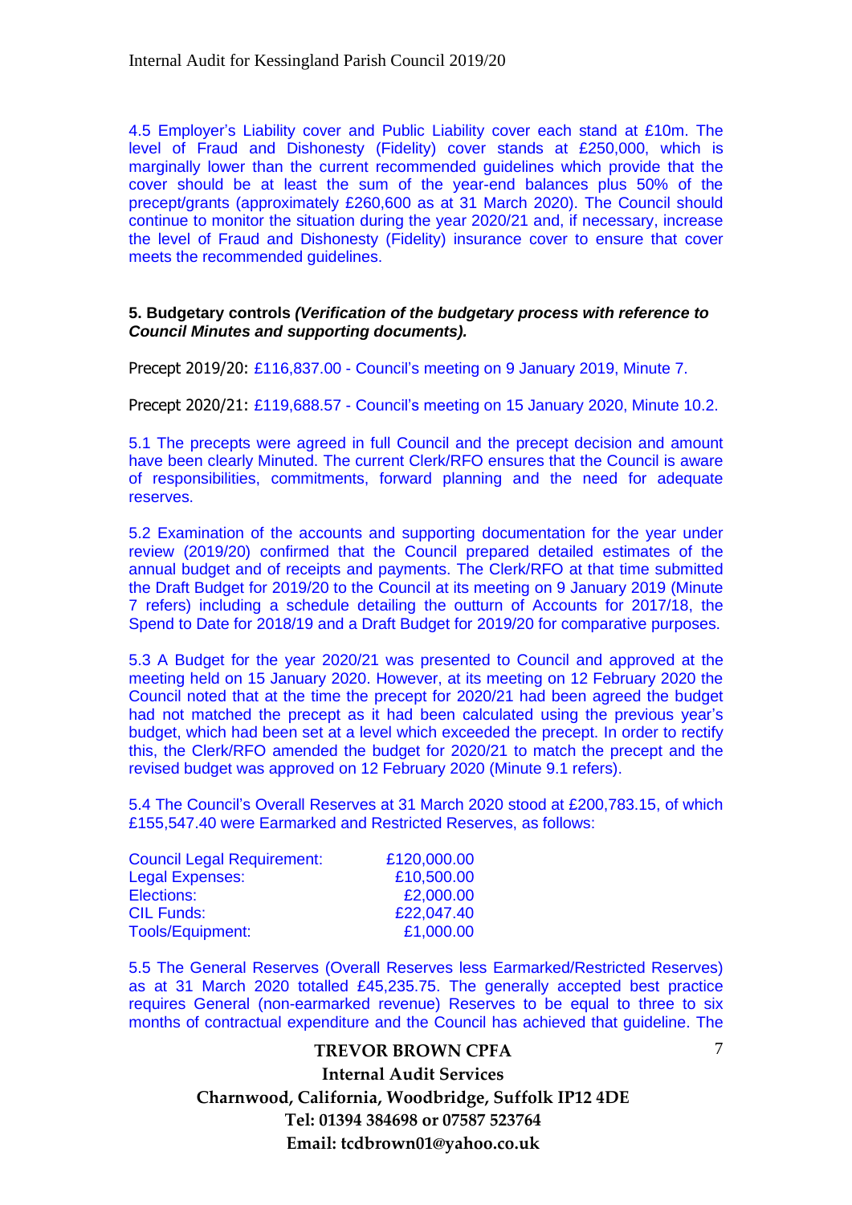4.5 Employer's Liability cover and Public Liability cover each stand at £10m. The level of Fraud and Dishonesty (Fidelity) cover stands at £250,000, which is marginally lower than the current recommended guidelines which provide that the cover should be at least the sum of the year-end balances plus 50% of the precept/grants (approximately £260,600 as at 31 March 2020). The Council should continue to monitor the situation during the year 2020/21 and, if necessary, increase the level of Fraud and Dishonesty (Fidelity) insurance cover to ensure that cover meets the recommended guidelines.

**5. Budgetary controls *(Verification of the budgetary process with reference to Council Minutes and supporting documents).***

Precept 2019/20: £116,837.00 - Council's meeting on 9 January 2019, Minute 7.

Precept 2020/21: £119,688.57 - Council's meeting on 15 January 2020, Minute 10.2.

5.1 The precepts were agreed in full Council and the precept decision and amount have been clearly Minuted. The current Clerk/RFO ensures that the Council is aware of responsibilities, commitments, forward planning and the need for adequate reserves.

5.2 Examination of the accounts and supporting documentation for the year under review (2019/20) confirmed that the Council prepared detailed estimates of the annual budget and of receipts and payments. The Clerk/RFO at that time submitted the Draft Budget for 2019/20 to the Council at its meeting on 9 January 2019 (Minute 7 refers) including a schedule detailing the outturn of Accounts for 2017/18, the Spend to Date for 2018/19 and a Draft Budget for 2019/20 for comparative purposes.

5.3 A Budget for the year 2020/21 was presented to Council and approved at the meeting held on 15 January 2020. However, at its meeting on 12 February 2020 the Council noted that at the time the precept for 2020/21 had been agreed the budget had not matched the precept as it had been calculated using the previous year's budget, which had been set at a level which exceeded the precept. In order to rectify this, the Clerk/RFO amended the budget for 2020/21 to match the precept and the revised budget was approved on 12 February 2020 (Minute 9.1 refers).

5.4 The Council's Overall Reserves at 31 March 2020 stood at £200,783.15, of which £155,547.40 were Earmarked and Restricted Reserves, as follows:

| | |
|---|---:|
| Council Legal Requirement: | £120,000.00 |
| Legal Expenses: | £10,500.00 |
| Elections: | £2,000.00 |
| CIL Funds: | £22,047.40 |
| Tools/Equipment: | £1,000.00 |

5.5 The General Reserves (Overall Reserves less Earmarked/Restricted Reserves) as at 31 March 2020 totalled £45,235.75. The generally accepted best practice requires General (non-earmarked revenue) Reserves to be equal to three to six months of contractual expenditure and the Council has achieved that guideline. The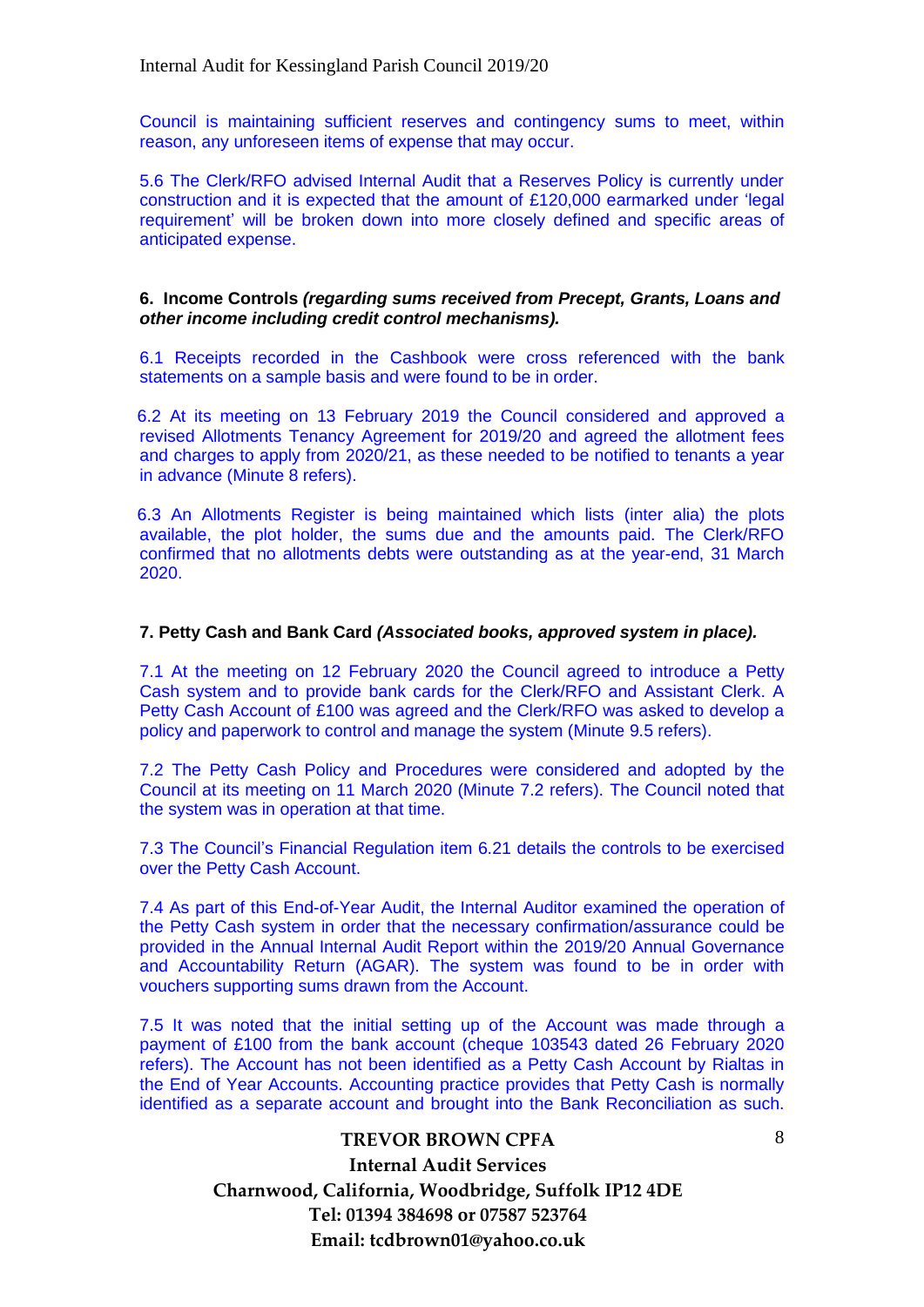Council is maintaining sufficient reserves and contingency sums to meet, within reason, any unforeseen items of expense that may occur.

5.6 The Clerk/RFO advised Internal Audit that a Reserves Policy is currently under construction and it is expected that the amount of £120,000 earmarked under 'legal requirement' will be broken down into more closely defined and specific areas of anticipated expense.

**6. Income Controls *(regarding sums received from Precept, Grants, Loans and other income including credit control mechanisms).***

6.1 Receipts recorded in the Cashbook were cross referenced with the bank statements on a sample basis and were found to be in order.

6.2 At its meeting on 13 February 2019 the Council considered and approved a revised Allotments Tenancy Agreement for 2019/20 and agreed the allotment fees and charges to apply from 2020/21, as these needed to be notified to tenants a year in advance (Minute 8 refers).

6.3 An Allotments Register is being maintained which lists (inter alia) the plots available, the plot holder, the sums due and the amounts paid. The Clerk/RFO confirmed that no allotments debts were outstanding as at the year-end, 31 March 2020.

**7. Petty Cash and Bank Card *(Associated books, approved system in place).***

7.1 At the meeting on 12 February 2020 the Council agreed to introduce a Petty Cash system and to provide bank cards for the Clerk/RFO and Assistant Clerk. A Petty Cash Account of £100 was agreed and the Clerk/RFO was asked to develop a policy and paperwork to control and manage the system (Minute 9.5 refers).

7.2 The Petty Cash Policy and Procedures were considered and adopted by the Council at its meeting on 11 March 2020 (Minute 7.2 refers). The Council noted that the system was in operation at that time.

7.3 The Council's Financial Regulation item 6.21 details the controls to be exercised over the Petty Cash Account.

7.4 As part of this End-of-Year Audit, the Internal Auditor examined the operation of the Petty Cash system in order that the necessary confirmation/assurance could be provided in the Annual Internal Audit Report within the 2019/20 Annual Governance and Accountability Return (AGAR). The system was found to be in order with vouchers supporting sums drawn from the Account.

7.5 It was noted that the initial setting up of the Account was made through a payment of £100 from the bank account (cheque 103543 dated 26 February 2020 refers). The Account has not been identified as a Petty Cash Account by Rialtas in the End of Year Accounts. Accounting practice provides that Petty Cash is normally identified as a separate account and brought into the Bank Reconciliation as such.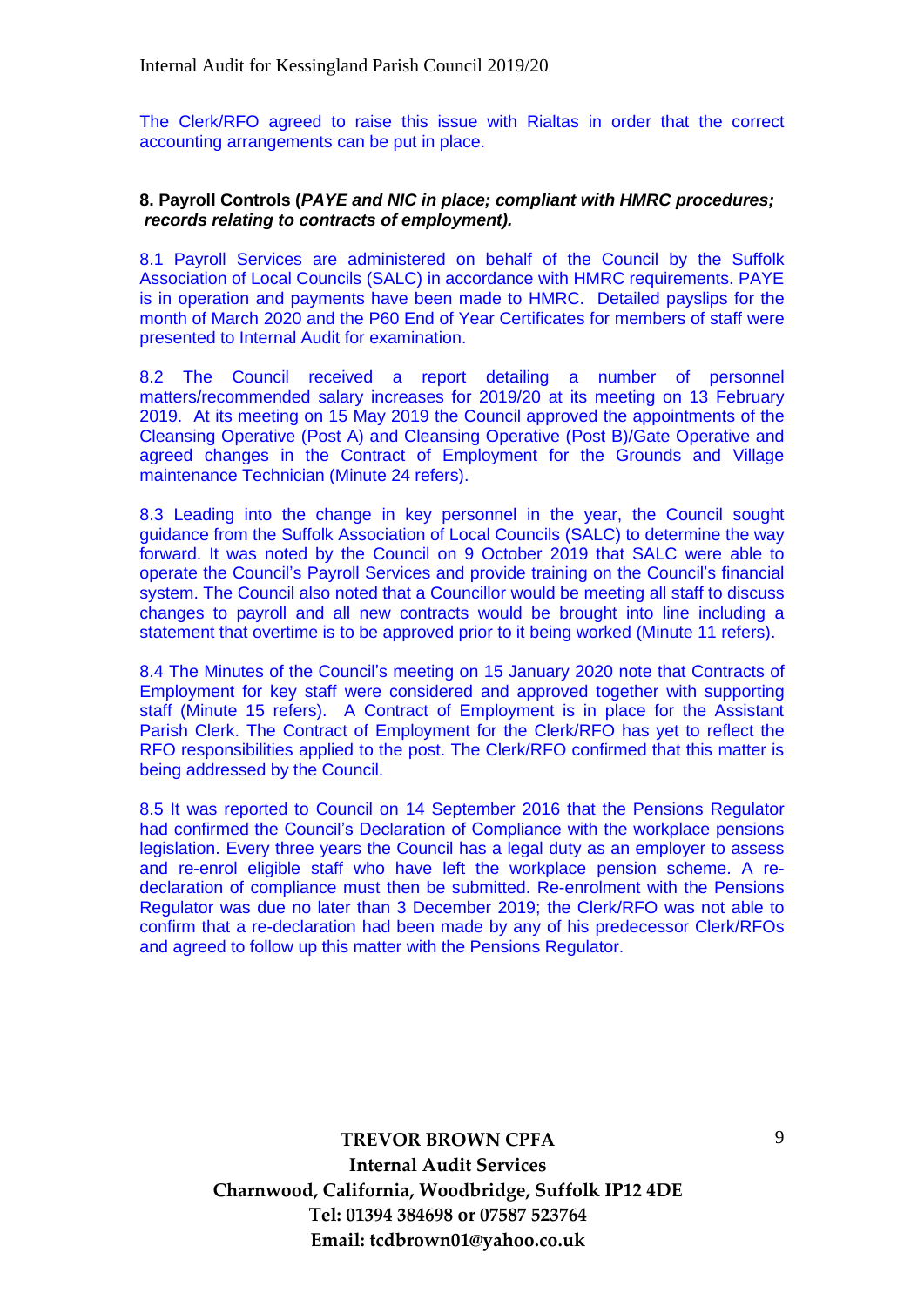The Clerk/RFO agreed to raise this issue with Rialtas in order that the correct accounting arrangements can be put in place.

**8. Payroll Controls (*PAYE and NIC in place; compliant with HMRC procedures; records relating to contracts of employment).***

8.1 Payroll Services are administered on behalf of the Council by the Suffolk Association of Local Councils (SALC) in accordance with HMRC requirements. PAYE is in operation and payments have been made to HMRC. Detailed payslips for the month of March 2020 and the P60 End of Year Certificates for members of staff were presented to Internal Audit for examination.

8.2 The Council received a report detailing a number of personnel matters/recommended salary increases for 2019/20 at its meeting on 13 February 2019. At its meeting on 15 May 2019 the Council approved the appointments of the Cleansing Operative (Post A) and Cleansing Operative (Post B)/Gate Operative and agreed changes in the Contract of Employment for the Grounds and Village maintenance Technician (Minute 24 refers).

8.3 Leading into the change in key personnel in the year, the Council sought guidance from the Suffolk Association of Local Councils (SALC) to determine the way forward. It was noted by the Council on 9 October 2019 that SALC were able to operate the Council's Payroll Services and provide training on the Council's financial system. The Council also noted that a Councillor would be meeting all staff to discuss changes to payroll and all new contracts would be brought into line including a statement that overtime is to be approved prior to it being worked (Minute 11 refers).

8.4 The Minutes of the Council's meeting on 15 January 2020 note that Contracts of Employment for key staff were considered and approved together with supporting staff (Minute 15 refers). A Contract of Employment is in place for the Assistant Parish Clerk. The Contract of Employment for the Clerk/RFO has yet to reflect the RFO responsibilities applied to the post. The Clerk/RFO confirmed that this matter is being addressed by the Council.

8.5 It was reported to Council on 14 September 2016 that the Pensions Regulator had confirmed the Council's Declaration of Compliance with the workplace pensions legislation. Every three years the Council has a legal duty as an employer to assess and re-enrol eligible staff who have left the workplace pension scheme. A re-declaration of compliance must then be submitted. Re-enrolment with the Pensions Regulator was due no later than 3 December 2019; the Clerk/RFO was not able to confirm that a re-declaration had been made by any of his predecessor Clerk/RFOs and agreed to follow up this matter with the Pensions Regulator.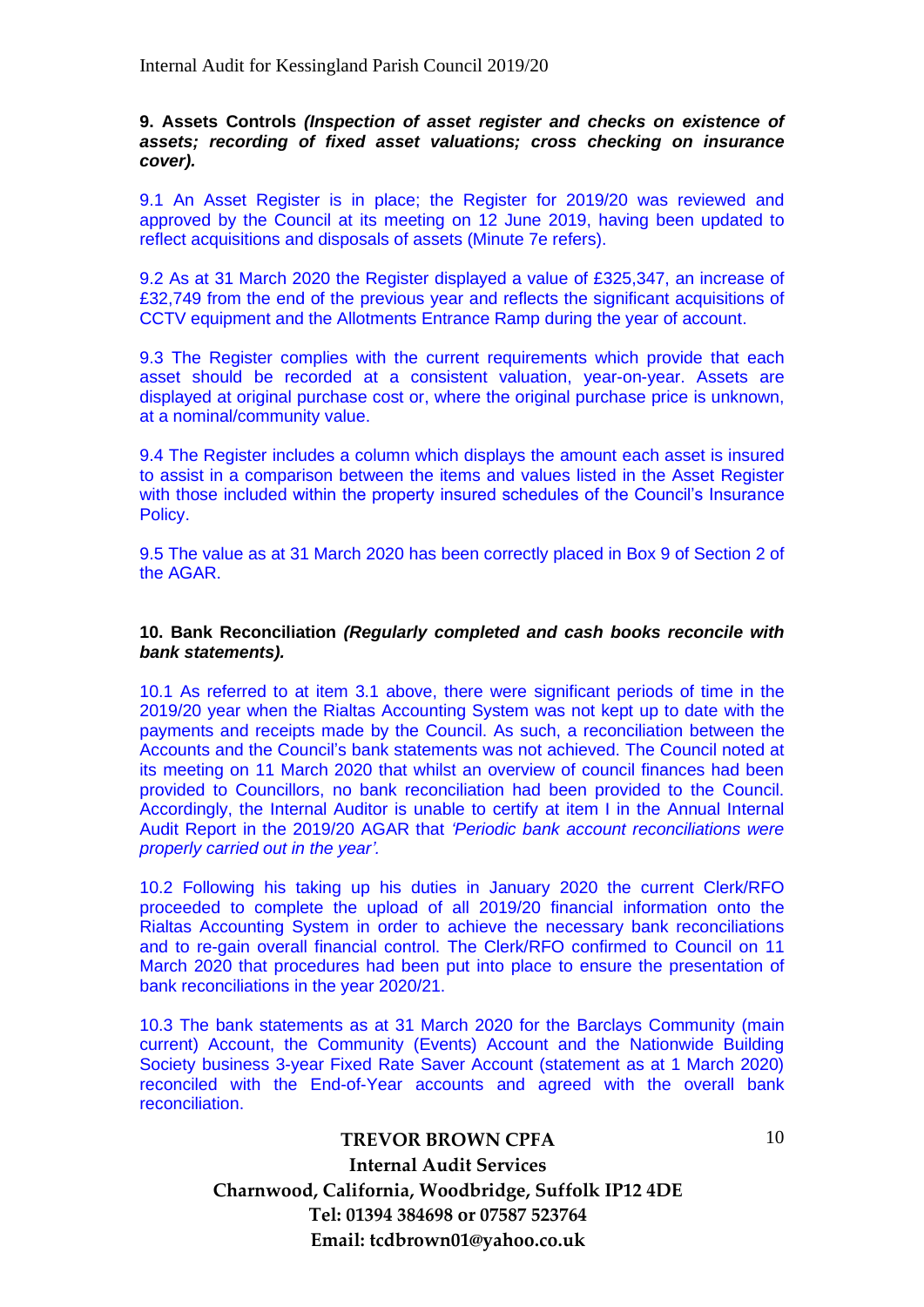**9. Assets Controls** ***(Inspection of asset register and checks on existence of assets; recording of fixed asset valuations; cross checking on insurance cover).***

9.1 An Asset Register is in place; the Register for 2019/20 was reviewed and approved by the Council at its meeting on 12 June 2019, having been updated to reflect acquisitions and disposals of assets (Minute 7e refers).

9.2 As at 31 March 2020 the Register displayed a value of £325,347, an increase of £32,749 from the end of the previous year and reflects the significant acquisitions of CCTV equipment and the Allotments Entrance Ramp during the year of account.

9.3 The Register complies with the current requirements which provide that each asset should be recorded at a consistent valuation, year-on-year. Assets are displayed at original purchase cost or, where the original purchase price is unknown, at a nominal/community value.

9.4 The Register includes a column which displays the amount each asset is insured to assist in a comparison between the items and values listed in the Asset Register with those included within the property insured schedules of the Council's Insurance Policy.

9.5 The value as at 31 March 2020 has been correctly placed in Box 9 of Section 2 of the AGAR.

**10. Bank Reconciliation** ***(Regularly completed and cash books reconcile with bank statements).***

10.1 As referred to at item 3.1 above, there were significant periods of time in the 2019/20 year when the Rialtas Accounting System was not kept up to date with the payments and receipts made by the Council. As such, a reconciliation between the Accounts and the Council's bank statements was not achieved. The Council noted at its meeting on 11 March 2020 that whilst an overview of council finances had been provided to Councillors, no bank reconciliation had been provided to the Council. Accordingly, the Internal Auditor is unable to certify at item I in the Annual Internal Audit Report in the 2019/20 AGAR that *'Periodic bank account reconciliations were properly carried out in the year'.*

10.2 Following his taking up his duties in January 2020 the current Clerk/RFO proceeded to complete the upload of all 2019/20 financial information onto the Rialtas Accounting System in order to achieve the necessary bank reconciliations and to re-gain overall financial control. The Clerk/RFO confirmed to Council on 11 March 2020 that procedures had been put into place to ensure the presentation of bank reconciliations in the year 2020/21.

10.3 The bank statements as at 31 March 2020 for the Barclays Community (main current) Account, the Community (Events) Account and the Nationwide Building Society business 3-year Fixed Rate Saver Account (statement as at 1 March 2020) reconciled with the End-of-Year accounts and agreed with the overall bank reconciliation.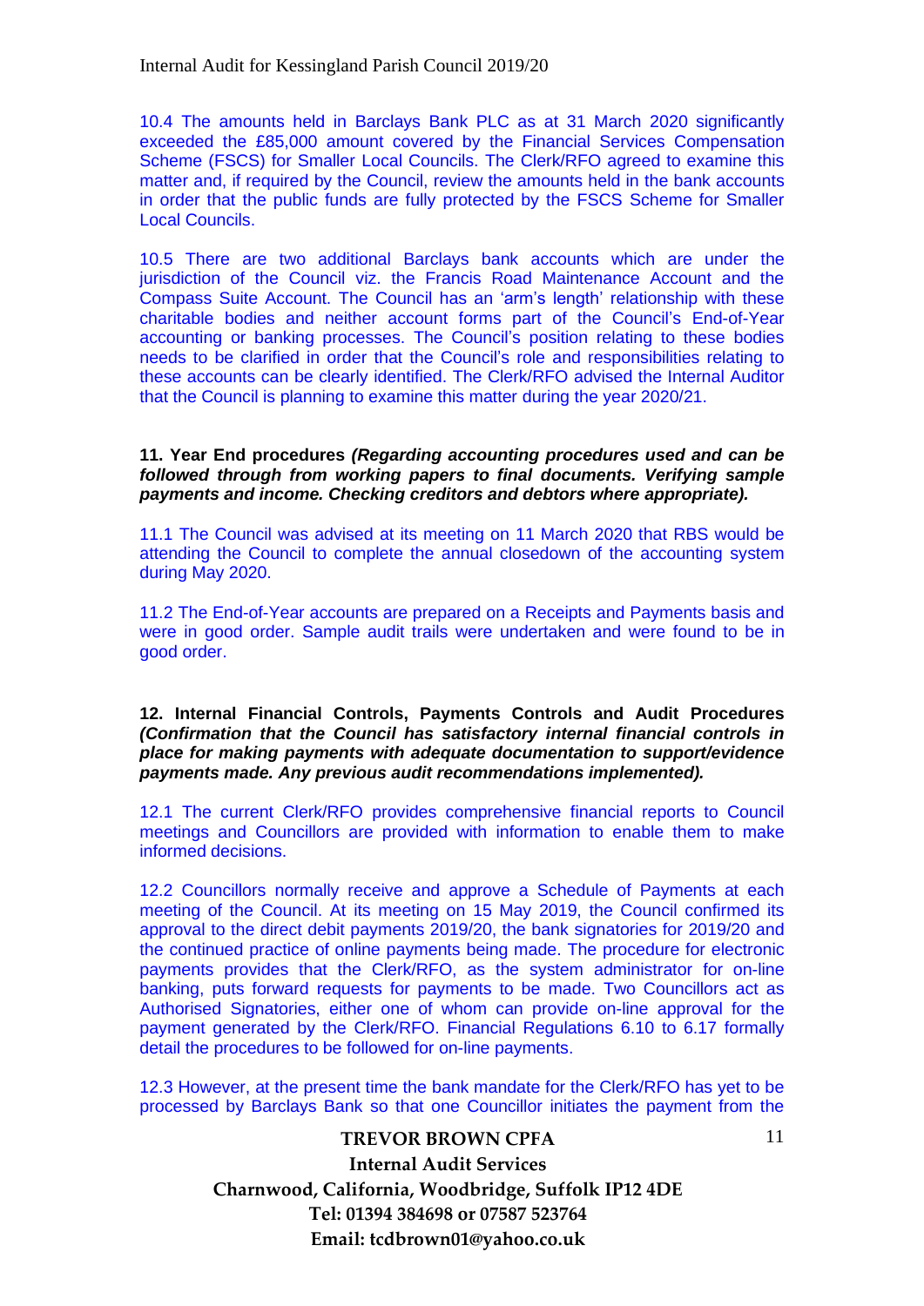10.4 The amounts held in Barclays Bank PLC as at 31 March 2020 significantly exceeded the £85,000 amount covered by the Financial Services Compensation Scheme (FSCS) for Smaller Local Councils. The Clerk/RFO agreed to examine this matter and, if required by the Council, review the amounts held in the bank accounts in order that the public funds are fully protected by the FSCS Scheme for Smaller Local Councils.

10.5 There are two additional Barclays bank accounts which are under the jurisdiction of the Council viz. the Francis Road Maintenance Account and the Compass Suite Account. The Council has an 'arm's length' relationship with these charitable bodies and neither account forms part of the Council's End-of-Year accounting or banking processes. The Council's position relating to these bodies needs to be clarified in order that the Council's role and responsibilities relating to these accounts can be clearly identified. The Clerk/RFO advised the Internal Auditor that the Council is planning to examine this matter during the year 2020/21.

**11. Year End procedures *(Regarding accounting procedures used and can be followed through from working papers to final documents. Verifying sample payments and income. Checking creditors and debtors where appropriate).***

11.1 The Council was advised at its meeting on 11 March 2020 that RBS would be attending the Council to complete the annual closedown of the accounting system during May 2020.

11.2 The End-of-Year accounts are prepared on a Receipts and Payments basis and were in good order. Sample audit trails were undertaken and were found to be in good order.

**12. Internal Financial Controls, Payments Controls and Audit Procedures *(Confirmation that the Council has satisfactory internal financial controls in place for making payments with adequate documentation to support/evidence payments made. Any previous audit recommendations implemented).***

12.1 The current Clerk/RFO provides comprehensive financial reports to Council meetings and Councillors are provided with information to enable them to make informed decisions.

12.2 Councillors normally receive and approve a Schedule of Payments at each meeting of the Council. At its meeting on 15 May 2019, the Council confirmed its approval to the direct debit payments 2019/20, the bank signatories for 2019/20 and the continued practice of online payments being made. The procedure for electronic payments provides that the Clerk/RFO, as the system administrator for on-line banking, puts forward requests for payments to be made. Two Councillors act as Authorised Signatories, either one of whom can provide on-line approval for the payment generated by the Clerk/RFO. Financial Regulations 6.10 to 6.17 formally detail the procedures to be followed for on-line payments.

12.3 However, at the present time the bank mandate for the Clerk/RFO has yet to be processed by Barclays Bank so that one Councillor initiates the payment from the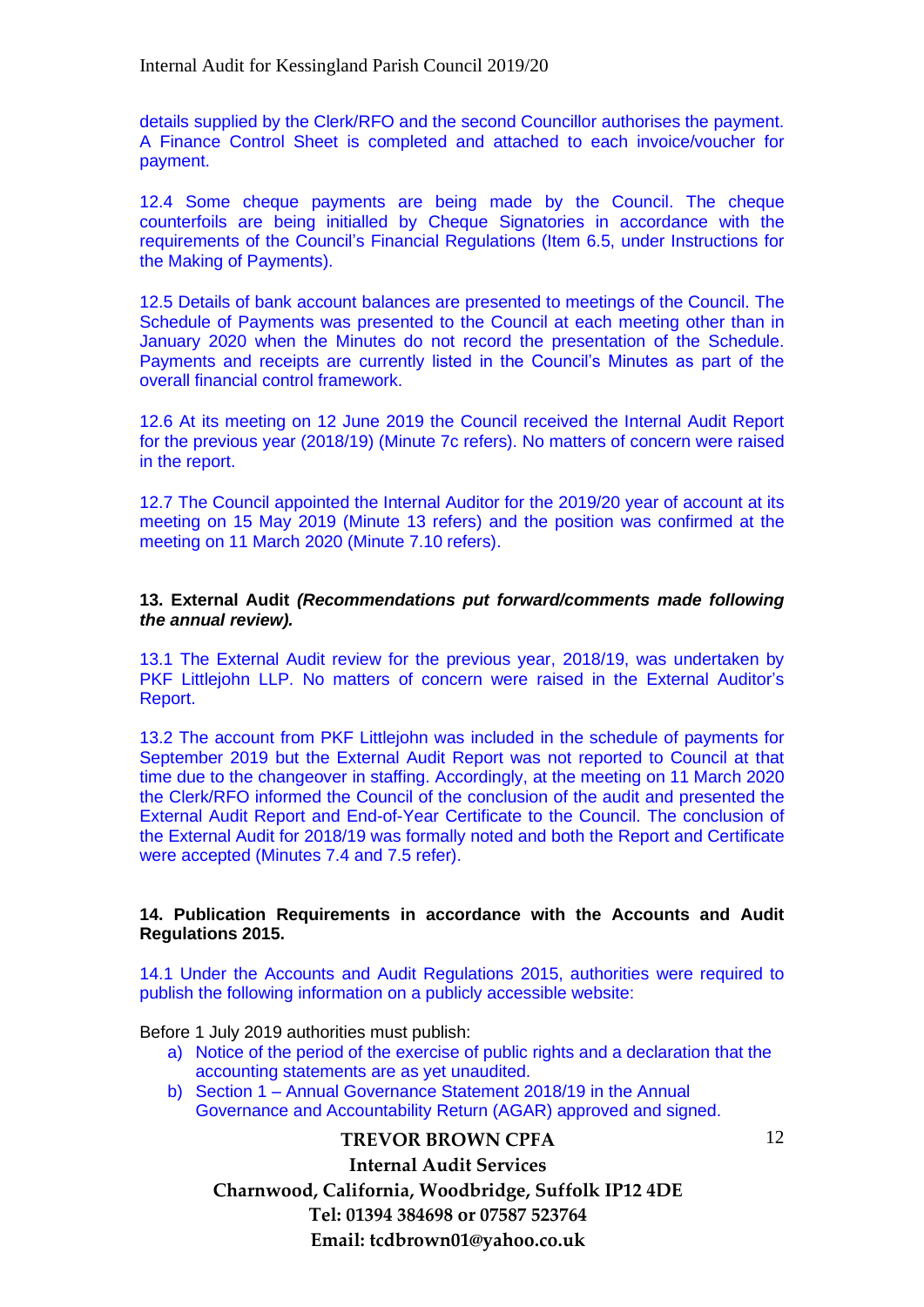details supplied by the Clerk/RFO and the second Councillor authorises the payment. A Finance Control Sheet is completed and attached to each invoice/voucher for payment.

12.4 Some cheque payments are being made by the Council. The cheque counterfoils are being initialled by Cheque Signatories in accordance with the requirements of the Council's Financial Regulations (Item 6.5, under Instructions for the Making of Payments).

12.5 Details of bank account balances are presented to meetings of the Council. The Schedule of Payments was presented to the Council at each meeting other than in January 2020 when the Minutes do not record the presentation of the Schedule. Payments and receipts are currently listed in the Council's Minutes as part of the overall financial control framework.

12.6 At its meeting on 12 June 2019 the Council received the Internal Audit Report for the previous year (2018/19) (Minute 7c refers). No matters of concern were raised in the report.

12.7 The Council appointed the Internal Auditor for the 2019/20 year of account at its meeting on 15 May 2019 (Minute 13 refers) and the position was confirmed at the meeting on 11 March 2020 (Minute 7.10 refers).

**13. External Audit** ***(Recommendations put forward/comments made following the annual review).***

13.1 The External Audit review for the previous year, 2018/19, was undertaken by PKF Littlejohn LLP. No matters of concern were raised in the External Auditor's Report.

13.2 The account from PKF Littlejohn was included in the schedule of payments for September 2019 but the External Audit Report was not reported to Council at that time due to the changeover in staffing. Accordingly, at the meeting on 11 March 2020 the Clerk/RFO informed the Council of the conclusion of the audit and presented the External Audit Report and End-of-Year Certificate to the Council. The conclusion of the External Audit for 2018/19 was formally noted and both the Report and Certificate were accepted (Minutes 7.4 and 7.5 refer).

**14. Publication Requirements in accordance with the Accounts and Audit Regulations 2015.**

14.1 Under the Accounts and Audit Regulations 2015, authorities were required to publish the following information on a publicly accessible website:

Before 1 July 2019 authorities must publish:

a) Notice of the period of the exercise of public rights and a declaration that the accounting statements are as yet unaudited.
b) Section 1 – Annual Governance Statement 2018/19 in the Annual Governance and Accountability Return (AGAR) approved and signed.

**TREVOR BROWN CPFA**
**Internal Audit Services**
**Charnwood, California, Woodbridge, Suffolk IP12 4DE**
**Tel: 01394 384698 or 07587 523764**
**Email: tcdbrown01@yahoo.co.uk**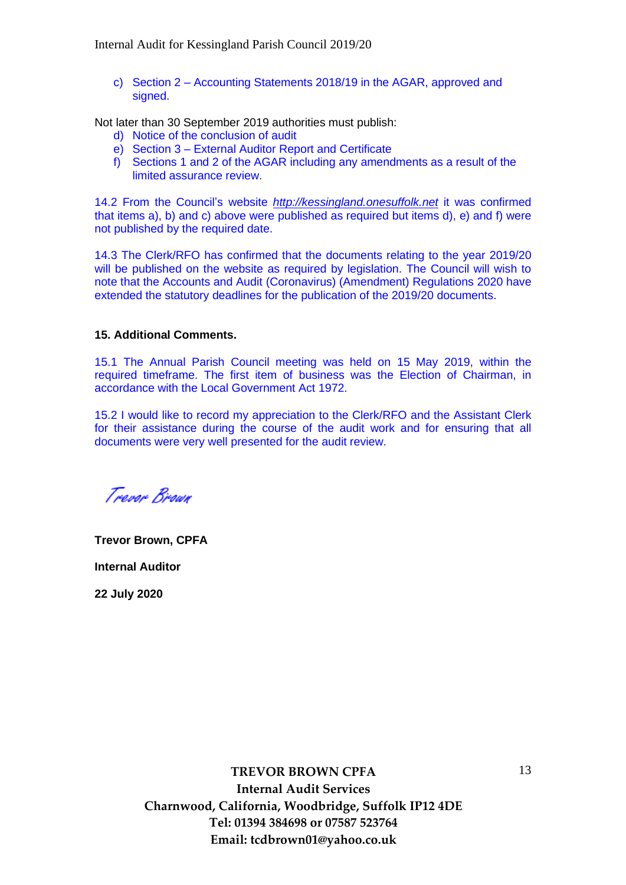c) Section 2 – Accounting Statements 2018/19 in the AGAR, approved and signed.

Not later than 30 September 2019 authorities must publish:

d) Notice of the conclusion of audit
e) Section 3 – External Auditor Report and Certificate
f) Sections 1 and 2 of the AGAR including any amendments as a result of the limited assurance review.

14.2 From the Council's website *http://kessingland.onesuffolk.net* it was confirmed that items a), b) and c) above were published as required but items d), e) and f) were not published by the required date.

14.3 The Clerk/RFO has confirmed that the documents relating to the year 2019/20 will be published on the website as required by legislation. The Council will wish to note that the Accounts and Audit (Coronavirus) (Amendment) Regulations 2020 have extended the statutory deadlines for the publication of the 2019/20 documents.

**15. Additional Comments.**

15.1 The Annual Parish Council meeting was held on 15 May 2019, within the required timeframe. The first item of business was the Election of Chairman, in accordance with the Local Government Act 1972.

15.2 I would like to record my appreciation to the Clerk/RFO and the Assistant Clerk for their assistance during the course of the audit work and for ensuring that all documents were very well presented for the audit review.

*Trevor Brown*

**Trevor Brown, CPFA**

**Internal Auditor**

**22 July 2020**

**TREVOR BROWN CPFA**
**Internal Audit Services**
**Charnwood, California, Woodbridge, Suffolk IP12 4DE**
**Tel: 01394 384698 or 07587 523764**
**Email: tcdbrown01@yahoo.co.uk**